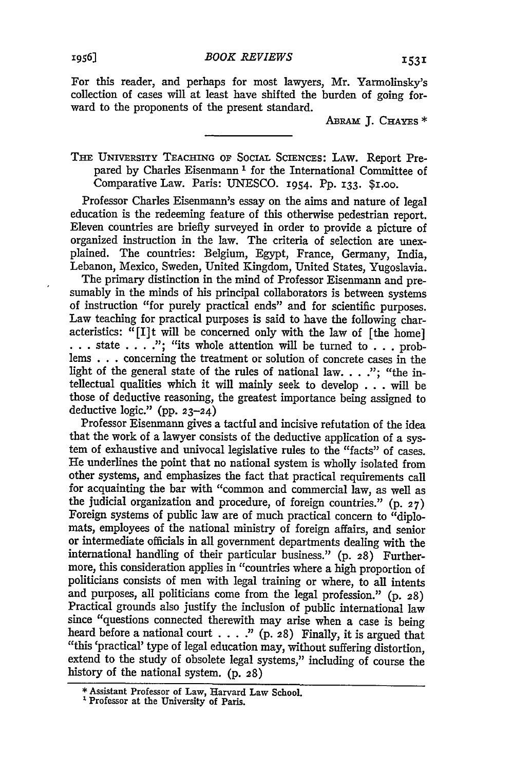For this reader, and perhaps for most lawyers, Mr. Yarmolinsky's collection of cases will at least have shifted the burden of going forward to the proponents of the present standard.

ABRAM J. CHAYES *

THE UNIVERSITY TEACHING OF SOCIAL SCIENCES: LAW. Report Prepared by Charles Eisenmann [1] for the International Committee of Comparative Law. Paris: UNESCO. 1954. Pp. 133. $1.00.

Professor Charles Eisenmann's essay on the aims and nature of legal education is the redeeming feature of this otherwise pedestrian report. Eleven countries are briefly surveyed in order to provide a picture of organized instruction in the law. The criteria of selection are unexplained. The countries: Belgium, Egypt, France, Germany, India, Lebanon, Mexico, Sweden, United Kingdom, United States, Yugoslavia.

The primary distinction in the mind of Professor Eisenmann and presumably in the minds of his principal collaborators is between systems of instruction "for purely practical ends" and for scientific purposes. Law teaching for practical purposes is said to have the following characteristics: "[I]t will be concerned only with the law of [the home] . . . state . . . ."; "its whole attention will be turned to . . . problems . . . concerning the treatment or solution of concrete cases in the light of the general state of the rules of national law. . . ."; "the intellectual qualities which it will mainly seek to develop . . . will be those of deductive reasoning, the greatest importance being assigned to deductive logic." (pp. 23–24)

Professor Eisenmann gives a tactful and incisive refutation of the idea that the work of a lawyer consists of the deductive application of a system of exhaustive and univocal legislative rules to the "facts" of cases. He underlines the point that no national system is wholly isolated from other systems, and emphasizes the fact that practical requirements call for acquainting the bar with "common and commercial law, as well as the judicial organization and procedure, of foreign countries." (p. 27) Foreign systems of public law are of much practical concern to "diplomats, employees of the national ministry of foreign affairs, and senior or intermediate officials in all government departments dealing with the international handling of their particular business." (p. 28) Furthermore, this consideration applies in "countries where a high proportion of politicians consists of men with legal training or where, to all intents and purposes, all politicians come from the legal profession." (p. 28) Practical grounds also justify the inclusion of public international law since "questions connected therewith may arise when a case is being heard before a national court . . . ." (p. 28) Finally, it is argued that "this 'practical' type of legal education may, without suffering distortion, extend to the study of obsolete legal systems," including of course the history of the national system. (p. 28)

---

\* Assistant Professor of Law, Harvard Law School.

[1] Professor at the University of Paris.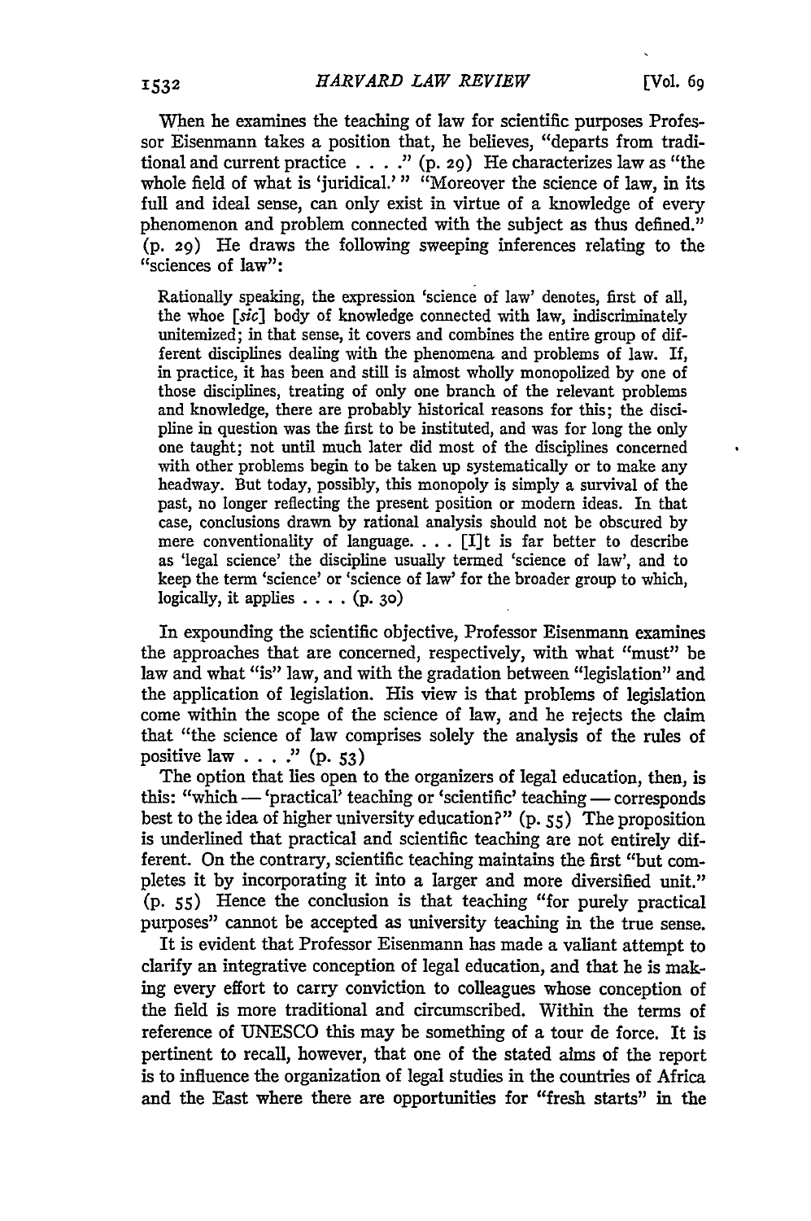When he examines the teaching of law for scientific purposes Professor Eisenmann takes a position that, he believes, "departs from traditional and current practice . . . ." (p. 29) He characterizes law as "the whole field of what is 'juridical.'" "Moreover the science of law, in its full and ideal sense, can only exist in virtue of a knowledge of every phenomenon and problem connected with the subject as thus defined." (p. 29) He draws the following sweeping inferences relating to the "sciences of law":

> Rationally speaking, the expression 'science of law' denotes, first of all, the whoe [*sic*] body of knowledge connected with law, indiscriminately unitemized; in that sense, it covers and combines the entire group of different disciplines dealing with the phenomena and problems of law. If, in practice, it has been and still is almost wholly monopolized by one of those disciplines, treating of only one branch of the relevant problems and knowledge, there are probably historical reasons for this; the discipline in question was the first to be instituted, and was for long the only one taught; not until much later did most of the disciplines concerned with other problems begin to be taken up systematically or to make any headway. But today, possibly, this monopoly is simply a survival of the past, no longer reflecting the present position or modern ideas. In that case, conclusions drawn by rational analysis should not be obscured by mere conventionality of language. . . . [I]t is far better to describe as 'legal science' the discipline usually termed 'science of law', and to keep the term 'science' or 'science of law' for the broader group to which, logically, it applies . . . . (p. 30)

In expounding the scientific objective, Professor Eisenmann examines the approaches that are concerned, respectively, with what "must" be law and what "is" law, and with the gradation between "legislation" and the application of legislation. His view is that problems of legislation come within the scope of the science of law, and he rejects the claim that "the science of law comprises solely the analysis of the rules of positive law . . . ." (p. 53)

The option that lies open to the organizers of legal education, then, is this: "which — 'practical' teaching or 'scientific' teaching — corresponds best to the idea of higher university education?" (p. 55) The proposition is underlined that practical and scientific teaching are not entirely different. On the contrary, scientific teaching maintains the first "but completes it by incorporating it into a larger and more diversified unit." (p. 55) Hence the conclusion is that teaching "for purely practical purposes" cannot be accepted as university teaching in the true sense.

It is evident that Professor Eisenmann has made a valiant attempt to clarify an integrative conception of legal education, and that he is making every effort to carry conviction to colleagues whose conception of the field is more traditional and circumscribed. Within the terms of reference of UNESCO this may be something of a tour de force. It is pertinent to recall, however, that one of the stated aims of the report is to influence the organization of legal studies in the countries of Africa and the East where there are opportunities for "fresh starts" in the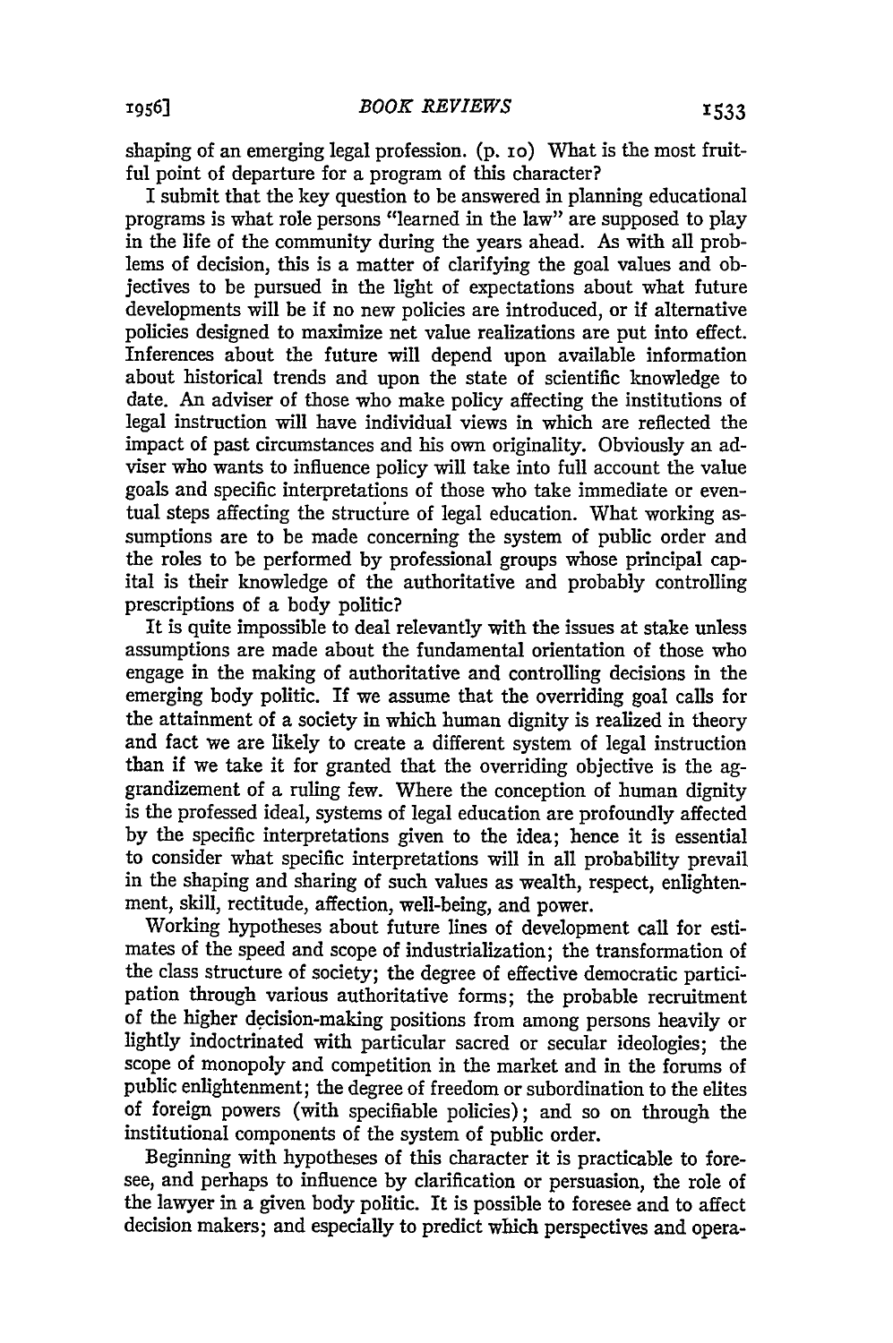shaping of an emerging legal profession. (p. 10) What is the most fruitful point of departure for a program of this character?

I submit that the key question to be answered in planning educational programs is what role persons "learned in the law" are supposed to play in the life of the community during the years ahead. As with all problems of decision, this is a matter of clarifying the goal values and objectives to be pursued in the light of expectations about what future developments will be if no new policies are introduced, or if alternative policies designed to maximize net value realizations are put into effect. Inferences about the future will depend upon available information about historical trends and upon the state of scientific knowledge to date. An adviser of those who make policy affecting the institutions of legal instruction will have individual views in which are reflected the impact of past circumstances and his own originality. Obviously an adviser who wants to influence policy will take into full account the value goals and specific interpretations of those who take immediate or eventual steps affecting the structure of legal education. What working assumptions are to be made concerning the system of public order and the roles to be performed by professional groups whose principal capital is their knowledge of the authoritative and probably controlling prescriptions of a body politic?

It is quite impossible to deal relevantly with the issues at stake unless assumptions are made about the fundamental orientation of those who engage in the making of authoritative and controlling decisions in the emerging body politic. If we assume that the overriding goal calls for the attainment of a society in which human dignity is realized in theory and fact we are likely to create a different system of legal instruction than if we take it for granted that the overriding objective is the aggrandizement of a ruling few. Where the conception of human dignity is the professed ideal, systems of legal education are profoundly affected by the specific interpretations given to the idea; hence it is essential to consider what specific interpretations will in all probability prevail in the shaping and sharing of such values as wealth, respect, enlightenment, skill, rectitude, affection, well-being, and power.

Working hypotheses about future lines of development call for estimates of the speed and scope of industrialization; the transformation of the class structure of society; the degree of effective democratic participation through various authoritative forms; the probable recruitment of the higher decision-making positions from among persons heavily or lightly indoctrinated with particular sacred or secular ideologies; the scope of monopoly and competition in the market and in the forums of public enlightenment; the degree of freedom or subordination to the elites of foreign powers (with specifiable policies); and so on through the institutional components of the system of public order.

Beginning with hypotheses of this character it is practicable to foresee, and perhaps to influence by clarification or persuasion, the role of the lawyer in a given body politic. It is possible to foresee and to affect decision makers; and especially to predict which perspectives and opera-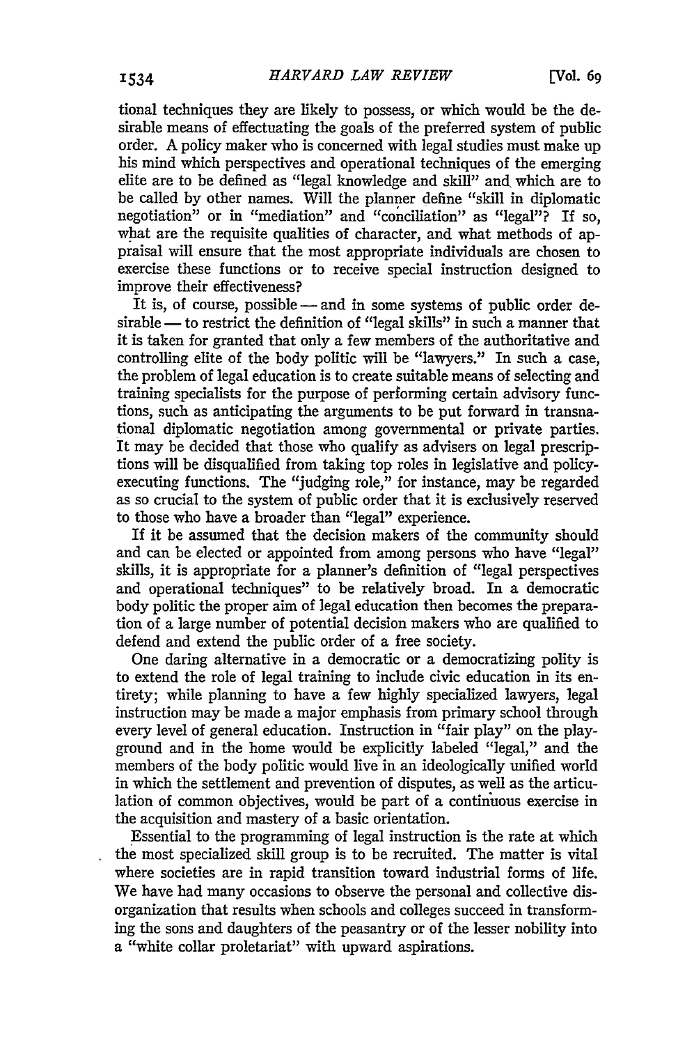tional techniques they are likely to possess, or which would be the desirable means of effectuating the goals of the preferred system of public order. A policy maker who is concerned with legal studies must make up his mind which perspectives and operational techniques of the emerging elite are to be defined as "legal knowledge and skill" and which are to be called by other names. Will the planner define "skill in diplomatic negotiation" or in "mediation" and "conciliation" as "legal"? If so, what are the requisite qualities of character, and what methods of appraisal will ensure that the most appropriate individuals are chosen to exercise these functions or to receive special instruction designed to improve their effectiveness?

It is, of course, possible — and in some systems of public order desirable — to restrict the definition of "legal skills" in such a manner that it is taken for granted that only a few members of the authoritative and controlling elite of the body politic will be "lawyers." In such a case, the problem of legal education is to create suitable means of selecting and training specialists for the purpose of performing certain advisory functions, such as anticipating the arguments to be put forward in transnational diplomatic negotiation among governmental or private parties. It may be decided that those who qualify as advisers on legal prescriptions will be disqualified from taking top roles in legislative and policy-executing functions. The "judging role," for instance, may be regarded as so crucial to the system of public order that it is exclusively reserved to those who have a broader than "legal" experience.

If it be assumed that the decision makers of the community should and can be elected or appointed from among persons who have "legal" skills, it is appropriate for a planner's definition of "legal perspectives and operational techniques" to be relatively broad. In a democratic body politic the proper aim of legal education then becomes the preparation of a large number of potential decision makers who are qualified to defend and extend the public order of a free society.

One daring alternative in a democratic or a democratizing polity is to extend the role of legal training to include civic education in its entirety; while planning to have a few highly specialized lawyers, legal instruction may be made a major emphasis from primary school through every level of general education. Instruction in "fair play" on the playground and in the home would be explicitly labeled "legal," and the members of the body politic would live in an ideologically unified world in which the settlement and prevention of disputes, as well as the articulation of common objectives, would be part of a continuous exercise in the acquisition and mastery of a basic orientation.

Essential to the programming of legal instruction is the rate at which the most specialized skill group is to be recruited. The matter is vital where societies are in rapid transition toward industrial forms of life. We have had many occasions to observe the personal and collective disorganization that results when schools and colleges succeed in transforming the sons and daughters of the peasantry or of the lesser nobility into a "white collar proletariat" with upward aspirations.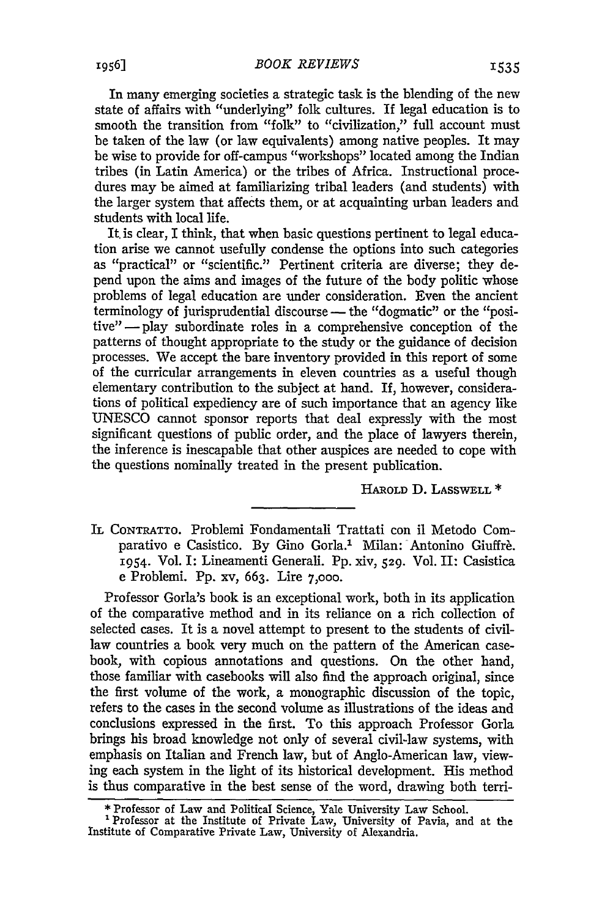In many emerging societies a strategic task is the blending of the new state of affairs with "underlying" folk cultures. If legal education is to smooth the transition from "folk" to "civilization," full account must be taken of the law (or law equivalents) among native peoples. It may be wise to provide for off-campus "workshops" located among the Indian tribes (in Latin America) or the tribes of Africa. Instructional procedures may be aimed at familiarizing tribal leaders (and students) with the larger system that affects them, or at acquainting urban leaders and students with local life.

It is clear, I think, that when basic questions pertinent to legal education arise we cannot usefully condense the options into such categories as "practical" or "scientific." Pertinent criteria are diverse; they depend upon the aims and images of the future of the body politic whose problems of legal education are under consideration. Even the ancient terminology of jurisprudential discourse — the "dogmatic" or the "positive" — play subordinate roles in a comprehensive conception of the patterns of thought appropriate to the study or the guidance of decision processes. We accept the bare inventory provided in this report of some of the curricular arrangements in eleven countries as a useful though elementary contribution to the subject at hand. If, however, considerations of political expediency are of such importance that an agency like UNESCO cannot sponsor reports that deal expressly with the most significant questions of public order, and the place of lawyers therein, the inference is inescapable that other auspices are needed to cope with the questions nominally treated in the present publication.

HAROLD D. LASSWELL *

---

IL CONTRATTO. Problemi Fondamentali Trattati con il Metodo Comparativo e Casistico. By Gino Gorla.[1] Milan: Antonino Giuffrè. 1954. Vol. I: Lineamenti Generali. Pp. xiv, 529. Vol. II: Casistica e Problemi. Pp. xv, 663. Lire 7,000.

Professor Gorla's book is an exceptional work, both in its application of the comparative method and in its reliance on a rich collection of selected cases. It is a novel attempt to present to the students of civil-law countries a book very much on the pattern of the American casebook, with copious annotations and questions. On the other hand, those familiar with casebooks will also find the approach original, since the first volume of the work, a monographic discussion of the topic, refers to the cases in the second volume as illustrations of the ideas and conclusions expressed in the first. To this approach Professor Gorla brings his broad knowledge not only of several civil-law systems, with emphasis on Italian and French law, but of Anglo-American law, viewing each system in the light of its historical development. His method is thus comparative in the best sense of the word, drawing both terri-

* Professor of Law and Political Science, Yale University Law School.

[1] Professor at the Institute of Private Law, University of Pavia, and at the Institute of Comparative Private Law, University of Alexandria.